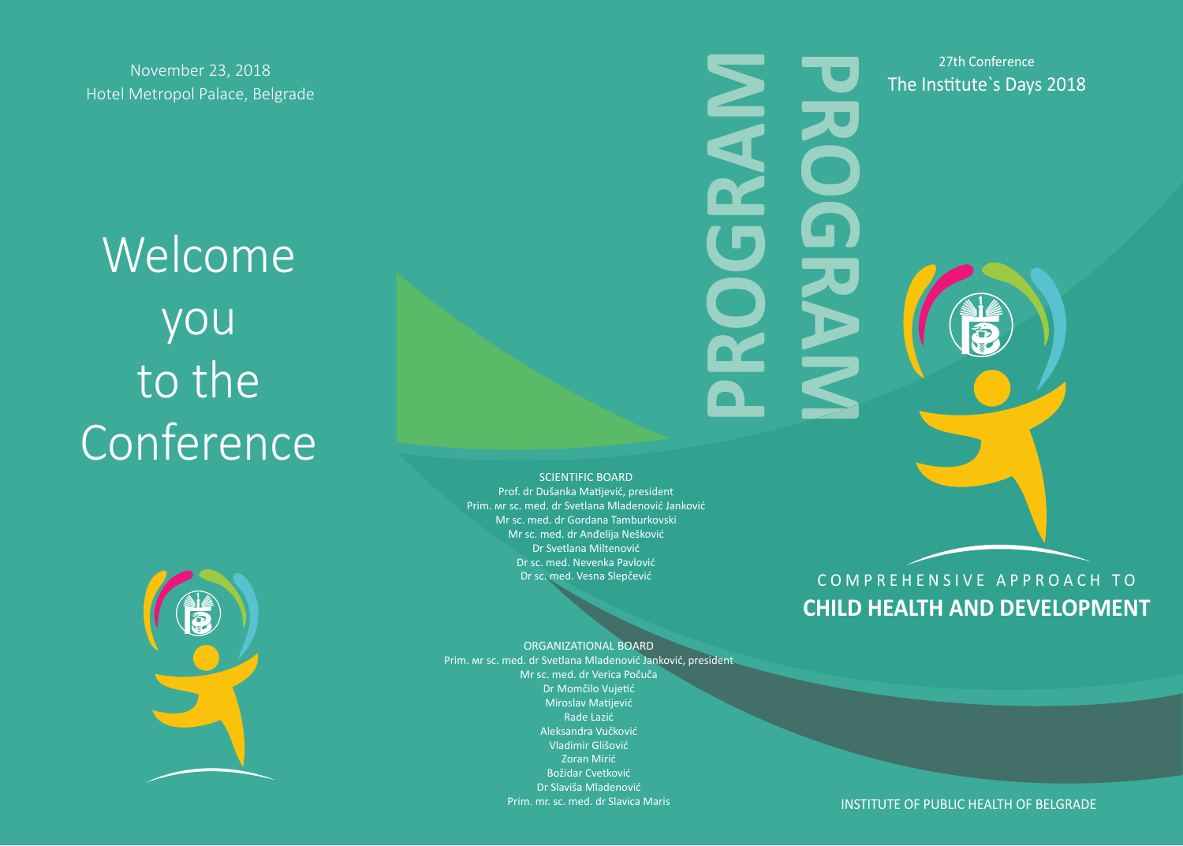November 23, 2018
Hotel Metropol Palace, Belgrade

# Welcome you to the Conference

# PROGRAM

SCIENTIFIC BOARD

Prof. dr Dušanka Matijević, president
Prim. мr sc. med. dr Svetlana Mladenović Janković
Mr sc. med. dr Gordana Tamburkovski
Mr sc. med. dr Anđelija Nešković
Dr Svetlana Miltenović
Dr sc. med. Nevenka Pavlović
Dr sc. med. Vesna Slepčević

ORGANIZATIONAL BOARD

Prim. мr sc. med. dr Svetlana Mladenović Janković, president
Mr sc. med. dr Verica Počuča
Dr Momčilo Vujetić
Miroslav Matijević
Rade Lazić
Aleksandra Vučković
Vladimir Glišović
Zoran Mirić
Božidar Cvetković
Dr Slaviša Mladenović
Prim. mr. sc. med. dr Slavica Maris

# PROGRAM

27th Conference
The Institute`s Days 2018

COMPREHENSIVE APPROACH TO
**CHILD HEALTH AND DEVELOPMENT**

INSTITUTE OF PUBLIC HEALTH OF BELGRADE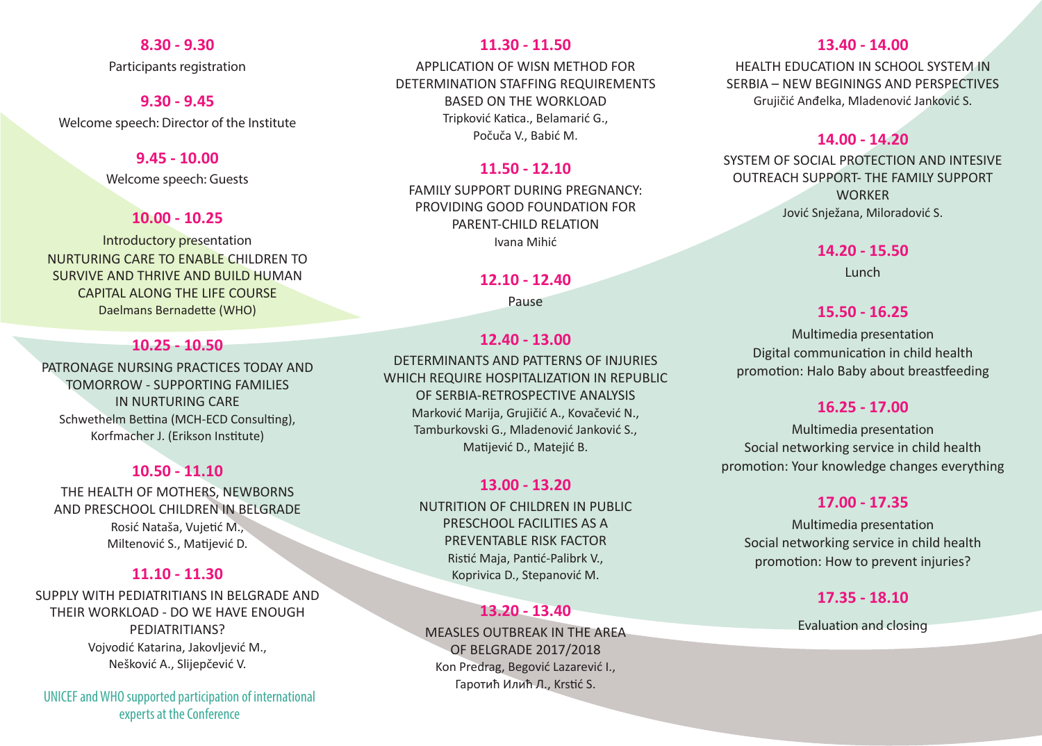**8.30 - 9.30**

Participants registration

**9.30 - 9.45**

Welcome speech: Director of the Institute

**9.45 - 10.00**

Welcome speech: Guests

**10.00 - 10.25**

Introductory presentation

NURTURING CARE TO ENABLE CHILDREN TO SURVIVE AND THRIVE AND BUILD HUMAN CAPITAL ALONG THE LIFE COURSE

Daelmans Bernadette (WHO)

**10.25 - 10.50**

PATRONAGE NURSING PRACTICES TODAY AND TOMORROW - SUPPORTING FAMILIES IN NURTURING CARE

Schwethelm Bettina (MCH-ECD Consulting), Korfmacher J. (Erikson Institute)

**10.50 - 11.10**

THE HEALTH OF MOTHERS, NEWBORNS AND PRESCHOOL CHILDREN IN BELGRADE

Rosić Nataša, Vujetić M., Miltenović S., Matijević D.

**11.10 - 11.30**

SUPPLY WITH PEDIATRITIANS IN BELGRADE AND THEIR WORKLOAD - DO WE HAVE ENOUGH PEDIATRITIANS?

Vojvodić Katarina, Jakovljević M., Nešković A., Slijepčević V.

UNICEF and WHO supported participation of international experts at the Conference

**11.30 - 11.50**

APPLICATION OF WISN METHOD FOR DETERMINATION STAFFING REQUIREMENTS BASED ON THE WORKLOAD

Tripković Katica., Belamarić G., Počuča V., Babić M.

**11.50 - 12.10**

FAMILY SUPPORT DURING PREGNANCY: PROVIDING GOOD FOUNDATION FOR PARENT-CHILD RELATION

Ivana Mihić

**12.10 - 12.40**

Pause

**12.40 - 13.00**

DETERMINANTS AND PATTERNS OF INJURIES WHICH REQUIRE HOSPITALIZATION IN REPUBLIC OF SERBIA-RETROSPECTIVE ANALYSIS

Marković Marija, Grujičić A., Kovačević N., Tamburkovski G., Mladenović Janković S., Matijević D., Matejić B.

**13.00 - 13.20**

NUTRITION OF CHILDREN IN PUBLIC PRESCHOOL FACILITIES AS A PREVENTABLE RISK FACTOR

Ristić Maja, Pantić-Palibrk V., Koprivica D., Stepanović M.

**13.20 - 13.40**

MEASLES OUTBREAK IN THE AREA OF BELGRADE 2017/2018

Kon Predrag, Begović Lazarević I., Гаротић Илић Л., Krstić S.

**13.40 - 14.00**

HEALTH EDUCATION IN SCHOOL SYSTEM IN SERBIA – NEW BEGININGS AND PERSPECTIVES

Grujičić Anđelka, Mladenović Janković S.

**14.00 - 14.20**

SYSTEM OF SOCIAL PROTECTION AND INTESIVE OUTREACH SUPPORT- THE FAMILY SUPPORT WORKER

Jović Snježana, Miloradović S.

**14.20 - 15.50**

Lunch

**15.50 - 16.25**

Multimedia presentation

Digital communication in child health promotion: Halo Baby about breastfeeding

**16.25 - 17.00**

Multimedia presentation

Social networking service in child health promotion: Your knowledge changes everything

**17.00 - 17.35**

Multimedia presentation

Social networking service in child health promotion: How to prevent injuries?

**17.35 - 18.10**

Evaluation and closing